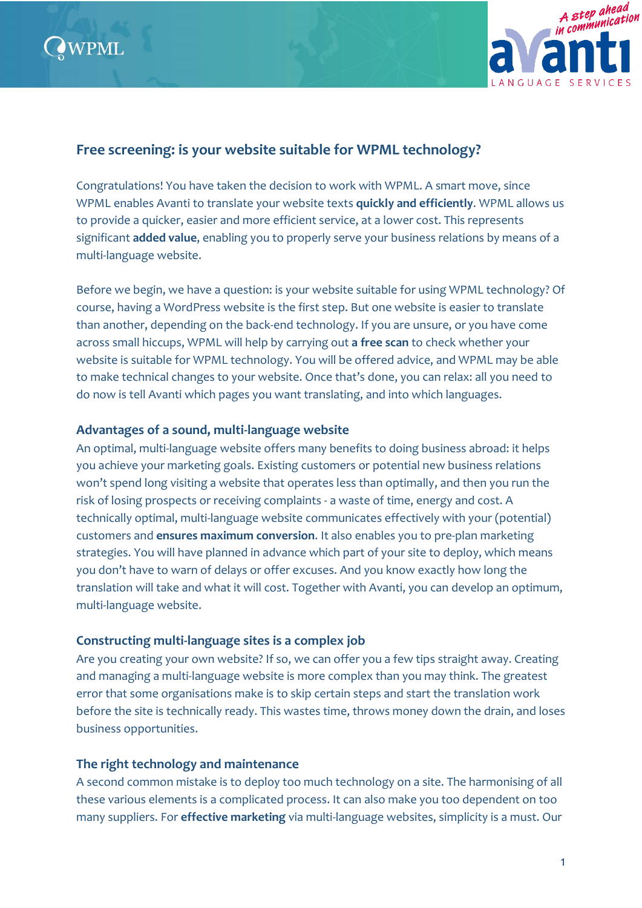## Free screening: is your website suitable for WPML technology?

Congratulations! You have taken the decision to work with WPML. A smart move, since WPML enables Avanti to translate your website texts **quickly and efficiently**. WPML allows us to provide a quicker, easier and more efficient service, at a lower cost. This represents significant **added value**, enabling you to properly serve your business relations by means of a multi-language website.

Before we begin, we have a question: is your website suitable for using WPML technology? Of course, having a WordPress website is the first step. But one website is easier to translate than another, depending on the back-end technology. If you are unsure, or you have come across small hiccups, WPML will help by carrying out **a free scan** to check whether your website is suitable for WPML technology. You will be offered advice, and WPML may be able to make technical changes to your website. Once that's done, you can relax: all you need to do now is tell Avanti which pages you want translating, and into which languages.

### Advantages of a sound, multi-language website

An optimal, multi-language website offers many benefits to doing business abroad: it helps you achieve your marketing goals. Existing customers or potential new business relations won't spend long visiting a website that operates less than optimally, and then you run the risk of losing prospects or receiving complaints - a waste of time, energy and cost. A technically optimal, multi-language website communicates effectively with your (potential) customers and **ensures maximum conversion**. It also enables you to pre-plan marketing strategies. You will have planned in advance which part of your site to deploy, which means you don't have to warn of delays or offer excuses. And you know exactly how long the translation will take and what it will cost. Together with Avanti, you can develop an optimum, multi-language website.

### Constructing multi-language sites is a complex job

Are you creating your own website? If so, we can offer you a few tips straight away. Creating and managing a multi-language website is more complex than you may think. The greatest error that some organisations make is to skip certain steps and start the translation work before the site is technically ready. This wastes time, throws money down the drain, and loses business opportunities.

### The right technology and maintenance

A second common mistake is to deploy too much technology on a site. The harmonising of all these various elements is a complicated process. It can also make you too dependent on too many suppliers. For **effective marketing** via multi-language websites, simplicity is a must. Our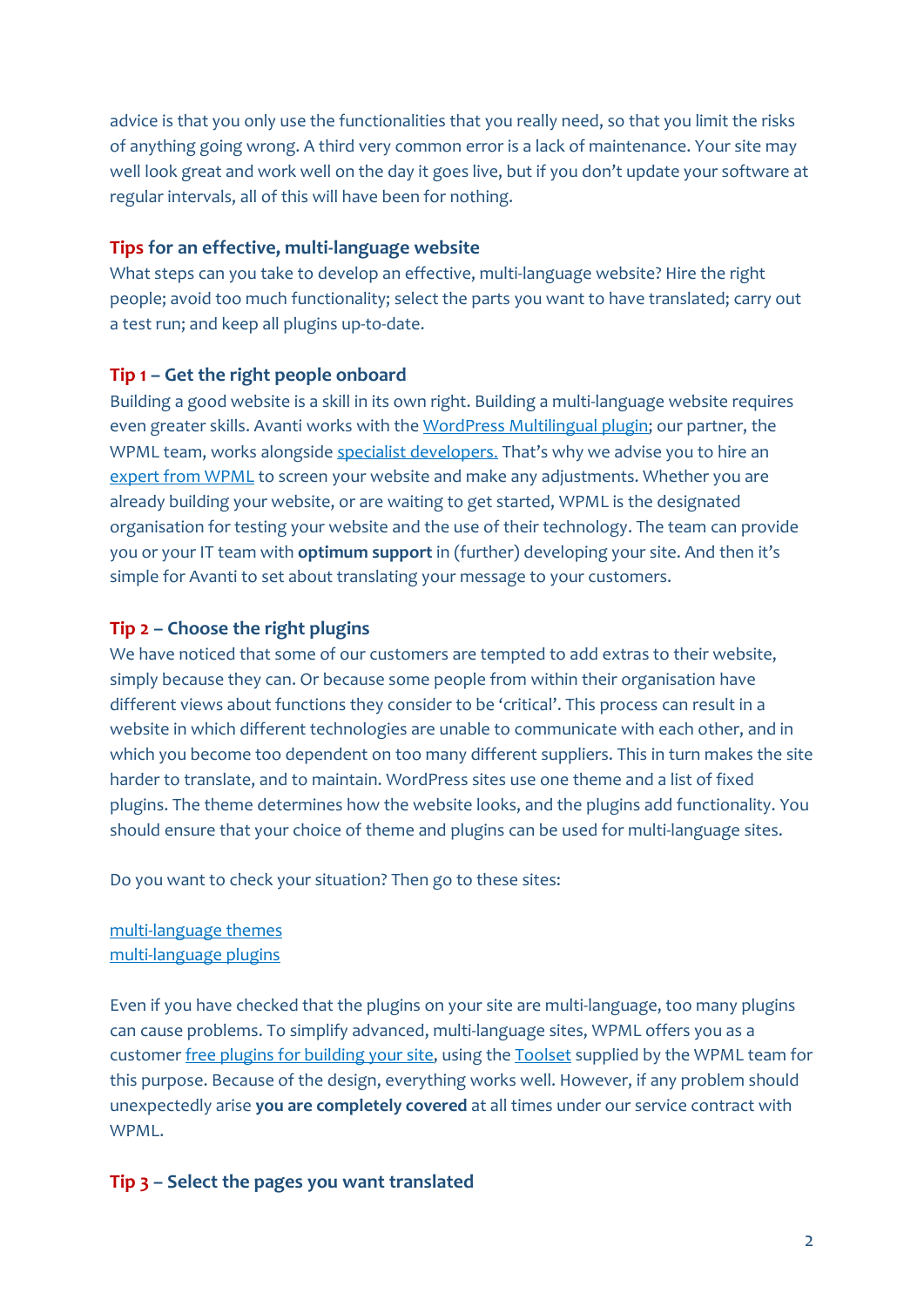advice is that you only use the functionalities that you really need, so that you limit the risks of anything going wrong. A third very common error is a lack of maintenance. Your site may well look great and work well on the day it goes live, but if you don't update your software at regular intervals, all of this will have been for nothing.

### Tips for an effective, multi-language website

What steps can you take to develop an effective, multi-language website? Hire the right people; avoid too much functionality; select the parts you want to have translated; carry out a test run; and keep all plugins up-to-date.

### Tip 1 – Get the right people onboard

Building a good website is a skill in its own right. Building a multi-language website requires even greater skills. Avanti works with the WordPress Multilingual plugin; our partner, the WPML team, works alongside specialist developers. That's why we advise you to hire an expert from WPML to screen your website and make any adjustments. Whether you are already building your website, or are waiting to get started, WPML is the designated organisation for testing your website and the use of their technology. The team can provide you or your IT team with **optimum support** in (further) developing your site. And then it's simple for Avanti to set about translating your message to your customers.

### Tip 2 – Choose the right plugins

We have noticed that some of our customers are tempted to add extras to their website, simply because they can. Or because some people from within their organisation have different views about functions they consider to be 'critical'. This process can result in a website in which different technologies are unable to communicate with each other, and in which you become too dependent on too many different suppliers. This in turn makes the site harder to translate, and to maintain. WordPress sites use one theme and a list of fixed plugins. The theme determines how the website looks, and the plugins add functionality. You should ensure that your choice of theme and plugins can be used for multi-language sites.

Do you want to check your situation? Then go to these sites:

multi-language themes
multi-language plugins

Even if you have checked that the plugins on your site are multi-language, too many plugins can cause problems. To simplify advanced, multi-language sites, WPML offers you as a customer free plugins for building your site, using the Toolset supplied by the WPML team for this purpose. Because of the design, everything works well. However, if any problem should unexpectedly arise **you are completely covered** at all times under our service contract with WPML.

### Tip 3 – Select the pages you want translated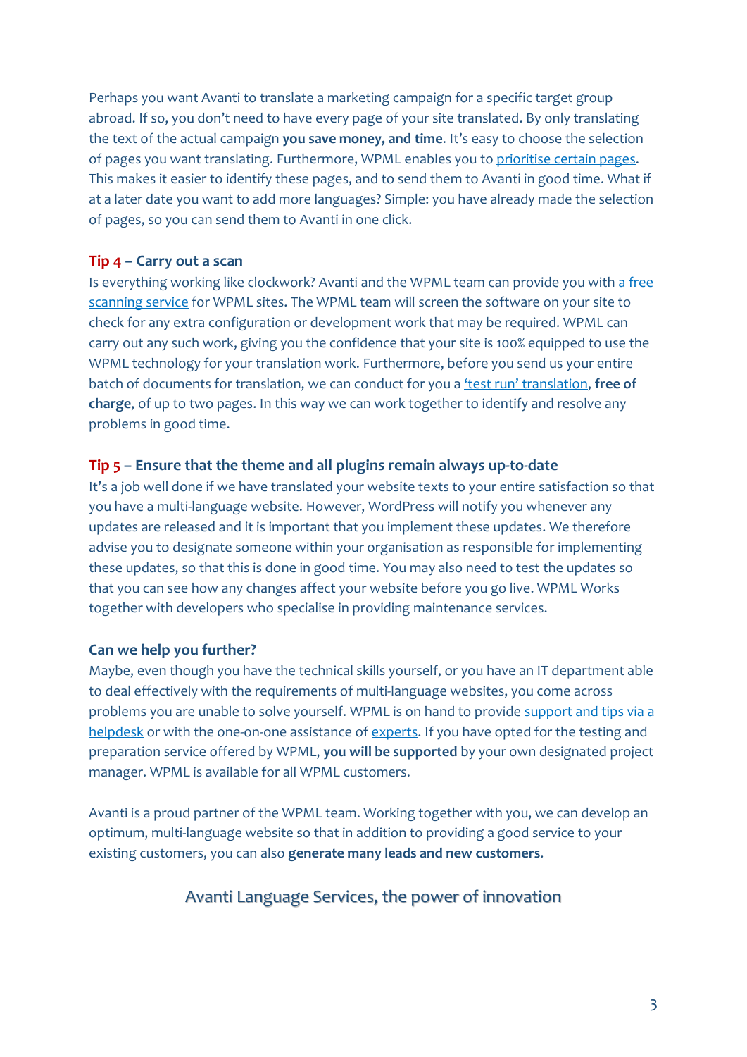Perhaps you want Avanti to translate a marketing campaign for a specific target group abroad. If so, you don't need to have every page of your site translated. By only translating the text of the actual campaign **you save money, and time**. It's easy to choose the selection of pages you want translating. Furthermore, WPML enables you to prioritise certain pages. This makes it easier to identify these pages, and to send them to Avanti in good time. What if at a later date you want to add more languages? Simple: you have already made the selection of pages, so you can send them to Avanti in one click.

### Tip 4 – Carry out a scan

Is everything working like clockwork? Avanti and the WPML team can provide you with a free scanning service for WPML sites. The WPML team will screen the software on your site to check for any extra configuration or development work that may be required. WPML can carry out any such work, giving you the confidence that your site is 100% equipped to use the WPML technology for your translation work. Furthermore, before you send us your entire batch of documents for translation, we can conduct for you a 'test run' translation, **free of charge**, of up to two pages. In this way we can work together to identify and resolve any problems in good time.

### Tip 5 – Ensure that the theme and all plugins remain always up-to-date

It's a job well done if we have translated your website texts to your entire satisfaction so that you have a multi-language website. However, WordPress will notify you whenever any updates are released and it is important that you implement these updates. We therefore advise you to designate someone within your organisation as responsible for implementing these updates, so that this is done in good time. You may also need to test the updates so that you can see how any changes affect your website before you go live. WPML Works together with developers who specialise in providing maintenance services.

### Can we help you further?

Maybe, even though you have the technical skills yourself, or you have an IT department able to deal effectively with the requirements of multi-language websites, you come across problems you are unable to solve yourself. WPML is on hand to provide support and tips via a helpdesk or with the one-on-one assistance of experts. If you have opted for the testing and preparation service offered by WPML, **you will be supported** by your own designated project manager. WPML is available for all WPML customers.

Avanti is a proud partner of the WPML team. Working together with you, we can develop an optimum, multi-language website so that in addition to providing a good service to your existing customers, you can also **generate many leads and new customers**.

Avanti Language Services, the power of innovation